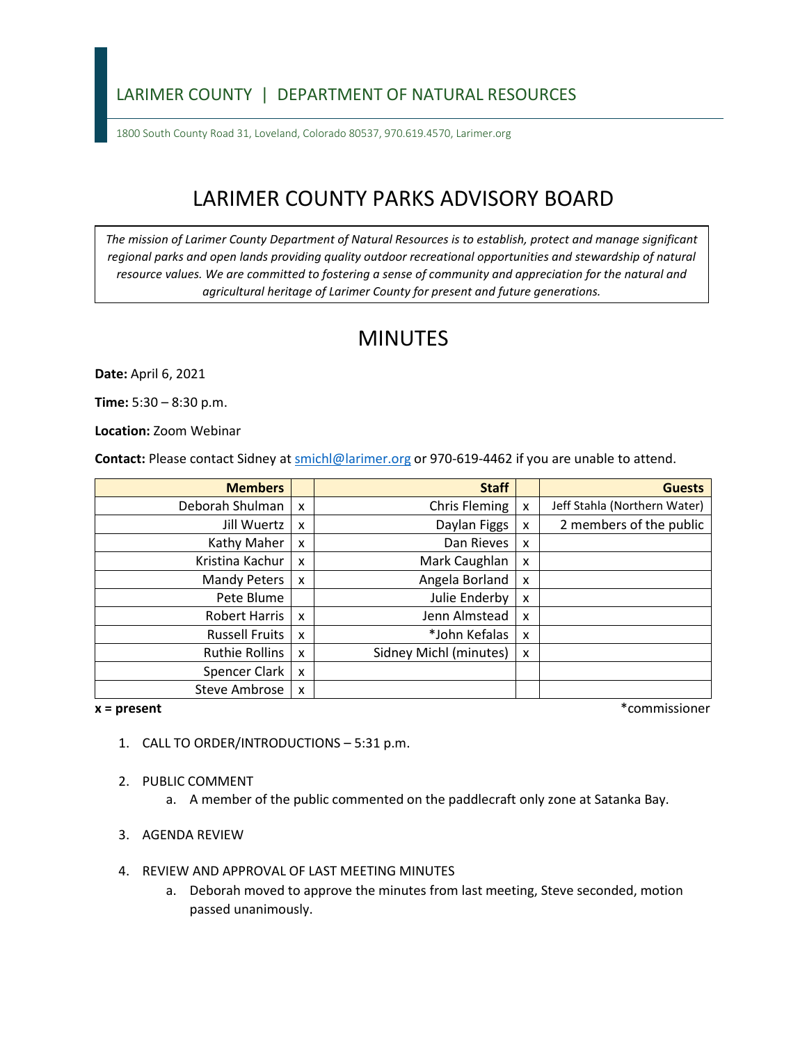LARIMER COUNTY | DEPARTMENT OF NATURAL RESOURCES

1800 South County Road 31, Loveland, Colorado 80537, 970.619.4570, Larimer.org

# LARIMER COUNTY PARKS ADVISORY BOARD

*The mission of Larimer County Department of Natural Resources is to establish, protect and manage significant regional parks and open lands providing quality outdoor recreational opportunities and stewardship of natural resource values. We are committed to fostering a sense of community and appreciation for the natural and agricultural heritage of Larimer County for present and future generations.*

# MINUTES

**Date:** April 6, 2021

**Time:** 5:30 – 8:30 p.m.

**Location:** Zoom Webinar

**Contact:** Please contact Sidney at smichl@larimer.org or 970-619-4462 if you are unable to attend.

| Members | | Staff | | Guests |
|---|---|---|---|---|
| Deborah Shulman | x | Chris Fleming | x | Jeff Stahla (Northern Water) |
| Jill Wuertz | x | Daylan Figgs | x | 2 members of the public |
| Kathy Maher | x | Dan Rieves | x | |
| Kristina Kachur | x | Mark Caughlan | x | |
| Mandy Peters | x | Angela Borland | x | |
| Pete Blume | | Julie Enderby | x | |
| Robert Harris | x | Jenn Almstead | x | |
| Russell Fruits | x | *John Kefalas | x | |
| Ruthie Rollins | x | Sidney Michl (minutes) | x | |
| Spencer Clark | x | | | |
| Steve Ambrose | x | | | |

**x = present** *commissioner

1. CALL TO ORDER/INTRODUCTIONS – 5:31 p.m.

2. PUBLIC COMMENT
   a. A member of the public commented on the paddlecraft only zone at Satanka Bay.

3. AGENDA REVIEW

4. REVIEW AND APPROVAL OF LAST MEETING MINUTES
   a. Deborah moved to approve the minutes from last meeting, Steve seconded, motion passed unanimously.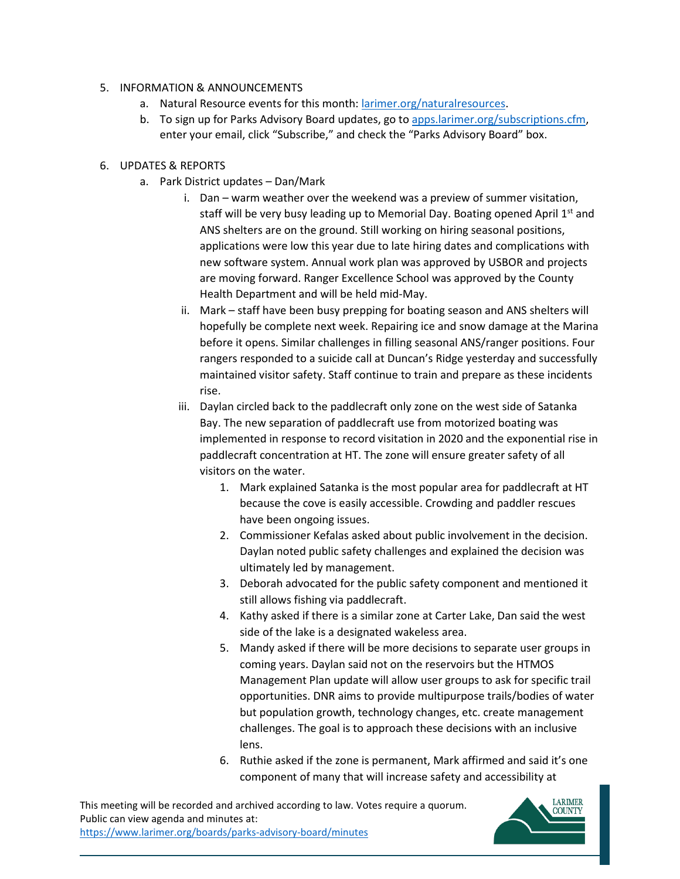5. INFORMATION & ANNOUNCEMENTS
    a. Natural Resource events for this month: [larimer.org/naturalresources](larimer.org/naturalresources).
    b. To sign up for Parks Advisory Board updates, go to [apps.larimer.org/subscriptions.cfm](apps.larimer.org/subscriptions.cfm), enter your email, click "Subscribe," and check the "Parks Advisory Board" box.

6. UPDATES & REPORTS
    a. Park District updates – Dan/Mark
        i. Dan – warm weather over the weekend was a preview of summer visitation, staff will be very busy leading up to Memorial Day. Boating opened April 1st and ANS shelters are on the ground. Still working on hiring seasonal positions, applications were low this year due to late hiring dates and complications with new software system. Annual work plan was approved by USBOR and projects are moving forward. Ranger Excellence School was approved by the County Health Department and will be held mid-May.
        ii. Mark – staff have been busy prepping for boating season and ANS shelters will hopefully be complete next week. Repairing ice and snow damage at the Marina before it opens. Similar challenges in filling seasonal ANS/ranger positions. Four rangers responded to a suicide call at Duncan's Ridge yesterday and successfully maintained visitor safety. Staff continue to train and prepare as these incidents rise.
        iii. Daylan circled back to the paddlecraft only zone on the west side of Satanka Bay. The new separation of paddlecraft use from motorized boating was implemented in response to record visitation in 2020 and the exponential rise in paddlecraft concentration at HT. The zone will ensure greater safety of all visitors on the water.
            1. Mark explained Satanka is the most popular area for paddlecraft at HT because the cove is easily accessible. Crowding and paddler rescues have been ongoing issues.
            2. Commissioner Kefalas asked about public involvement in the decision. Daylan noted public safety challenges and explained the decision was ultimately led by management.
            3. Deborah advocated for the public safety component and mentioned it still allows fishing via paddlecraft.
            4. Kathy asked if there is a similar zone at Carter Lake, Dan said the west side of the lake is a designated wakeless area.
            5. Mandy asked if there will be more decisions to separate user groups in coming years. Daylan said not on the reservoirs but the HTMOS Management Plan update will allow user groups to ask for specific trail opportunities. DNR aims to provide multipurpose trails/bodies of water but population growth, technology changes, etc. create management challenges. The goal is to approach these decisions with an inclusive lens.
            6. Ruthie asked if the zone is permanent, Mark affirmed and said it's one component of many that will increase safety and accessibility at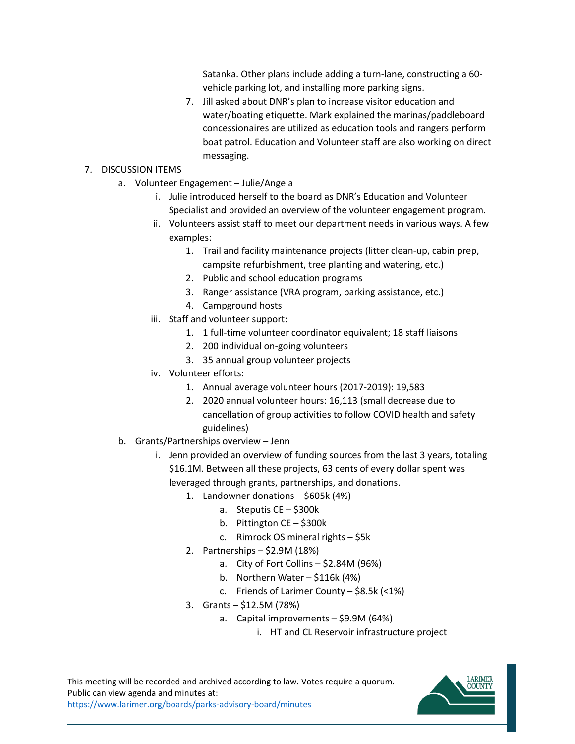Satanka. Other plans include adding a turn-lane, constructing a 60-vehicle parking lot, and installing more parking signs.

7. Jill asked about DNR's plan to increase visitor education and water/boating etiquette. Mark explained the marinas/paddleboard concessionaires are utilized as education tools and rangers perform boat patrol. Education and Volunteer staff are also working on direct messaging.

7. DISCUSSION ITEMS
   a. Volunteer Engagement – Julie/Angela
      i. Julie introduced herself to the board as DNR's Education and Volunteer Specialist and provided an overview of the volunteer engagement program.
      ii. Volunteers assist staff to meet our department needs in various ways. A few examples:
         1. Trail and facility maintenance projects (litter clean-up, cabin prep, campsite refurbishment, tree planting and watering, etc.)
         2. Public and school education programs
         3. Ranger assistance (VRA program, parking assistance, etc.)
         4. Campground hosts
      iii. Staff and volunteer support:
         1. 1 full-time volunteer coordinator equivalent; 18 staff liaisons
         2. 200 individual on-going volunteers
         3. 35 annual group volunteer projects
      iv. Volunteer efforts:
         1. Annual average volunteer hours (2017-2019): 19,583
         2. 2020 annual volunteer hours: 16,113 (small decrease due to cancellation of group activities to follow COVID health and safety guidelines)
   b. Grants/Partnerships overview – Jenn
      i. Jenn provided an overview of funding sources from the last 3 years, totaling $16.1M. Between all these projects, 63 cents of every dollar spent was leveraged through grants, partnerships, and donations.
         1. Landowner donations – $605k (4%)
            a. Steputis CE – $300k
            b. Pittington CE – $300k
            c. Rimrock OS mineral rights – $5k
         2. Partnerships – $2.9M (18%)
            a. City of Fort Collins – $2.84M (96%)
            b. Northern Water – $116k (4%)
            c. Friends of Larimer County – $8.5k (<1%)
         3. Grants – $12.5M (78%)
            a. Capital improvements – $9.9M (64%)
               i. HT and CL Reservoir infrastructure project

This meeting will be recorded and archived according to law. Votes require a quorum. Public can view agenda and minutes at: https://www.larimer.org/boards/parks-advisory-board/minutes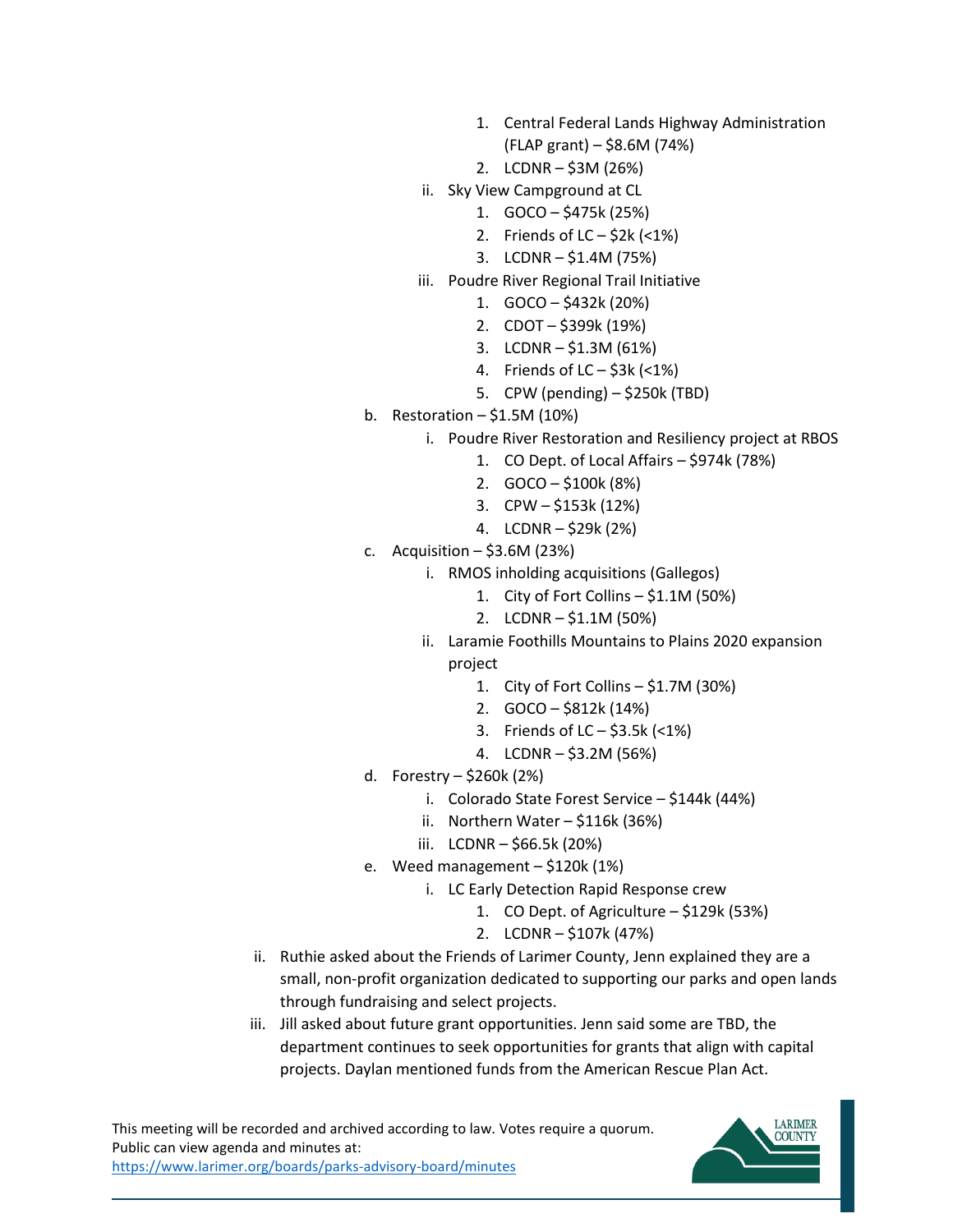1. Central Federal Lands Highway Administration (FLAP grant) – $8.6M (74%)
            2. LCDNR – $3M (26%)
        ii. Sky View Campground at CL
            1. GOCO – $475k (25%)
            2. Friends of LC – $2k (<1%)
            3. LCDNR – $1.4M (75%)
        iii. Poudre River Regional Trail Initiative
            1. GOCO – $432k (20%)
            2. CDOT – $399k (19%)
            3. LCDNR – $1.3M (61%)
            4. Friends of LC – $3k (<1%)
            5. CPW (pending) – $250k (TBD)
    b. Restoration – $1.5M (10%)
        i. Poudre River Restoration and Resiliency project at RBOS
            1. CO Dept. of Local Affairs – $974k (78%)
            2. GOCO – $100k (8%)
            3. CPW – $153k (12%)
            4. LCDNR – $29k (2%)
    c. Acquisition – $3.6M (23%)
        i. RMOS inholding acquisitions (Gallegos)
            1. City of Fort Collins – $1.1M (50%)
            2. LCDNR – $1.1M (50%)
        ii. Laramie Foothills Mountains to Plains 2020 expansion project
            1. City of Fort Collins – $1.7M (30%)
            2. GOCO – $812k (14%)
            3. Friends of LC – $3.5k (<1%)
            4. LCDNR – $3.2M (56%)
    d. Forestry – $260k (2%)
        i. Colorado State Forest Service – $144k (44%)
        ii. Northern Water – $116k (36%)
        iii. LCDNR – $66.5k (20%)
    e. Weed management – $120k (1%)
        i. LC Early Detection Rapid Response crew
            1. CO Dept. of Agriculture – $129k (53%)
            2. LCDNR – $107k (47%)

ii. Ruthie asked about the Friends of Larimer County, Jenn explained they are a small, non-profit organization dedicated to supporting our parks and open lands through fundraising and select projects.

iii. Jill asked about future grant opportunities. Jenn said some are TBD, the department continues to seek opportunities for grants that align with capital projects. Daylan mentioned funds from the American Rescue Plan Act.

This meeting will be recorded and archived according to law. Votes require a quorum. Public can view agenda and minutes at: https://www.larimer.org/boards/parks-advisory-board/minutes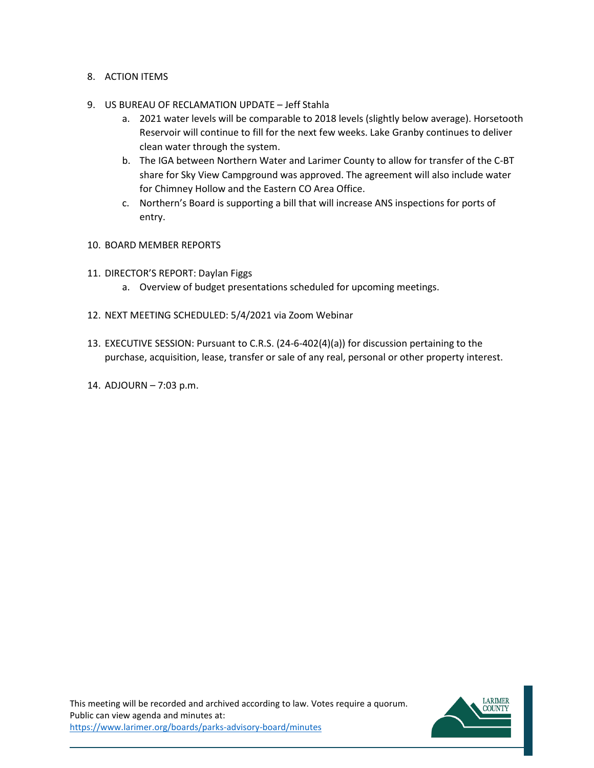8. ACTION ITEMS

9. US BUREAU OF RECLAMATION UPDATE – Jeff Stahla
   a. 2021 water levels will be comparable to 2018 levels (slightly below average). Horsetooth Reservoir will continue to fill for the next few weeks. Lake Granby continues to deliver clean water through the system.
   b. The IGA between Northern Water and Larimer County to allow for transfer of the C-BT share for Sky View Campground was approved. The agreement will also include water for Chimney Hollow and the Eastern CO Area Office.
   c. Northern's Board is supporting a bill that will increase ANS inspections for ports of entry.

10. BOARD MEMBER REPORTS

11. DIRECTOR'S REPORT: Daylan Figgs
    a. Overview of budget presentations scheduled for upcoming meetings.

12. NEXT MEETING SCHEDULED: 5/4/2021 via Zoom Webinar

13. EXECUTIVE SESSION: Pursuant to C.R.S. (24-6-402(4)(a)) for discussion pertaining to the purchase, acquisition, lease, transfer or sale of any real, personal or other property interest.

14. ADJOURN – 7:03 p.m.

This meeting will be recorded and archived according to law. Votes require a quorum. Public can view agenda and minutes at: https://www.larimer.org/boards/parks-advisory-board/minutes